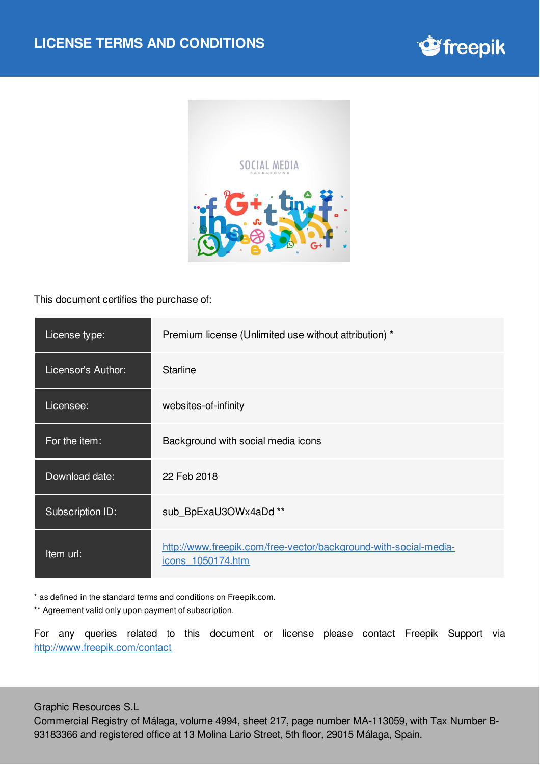# LICENSE TERMS AND CONDITIONS

This document certifies the purchase of:

| | |
|---|---|
| License type: | Premium license (Unlimited use without attribution) * |
| Licensor's Author: | Starline |
| Licensee: | websites-of-infinity |
| For the item: | Background with social media icons |
| Download date: | 22 Feb 2018 |
| Subscription ID: | sub_BpExaU3OWx4aDd ** |
| Item url: | http://www.freepik.com/free-vector/background-with-social-media-icons_1050174.htm |

* as defined in the standard terms and conditions on Freepik.com.

** Agreement valid only upon payment of subscription.

For any queries related to this document or license please contact Freepik Support via http://www.freepik.com/contact

Graphic Resources S.L
Commercial Registry of Málaga, volume 4994, sheet 217, page number MA-113059, with Tax Number B-93183366 and registered office at 13 Molina Lario Street, 5th floor, 29015 Málaga, Spain.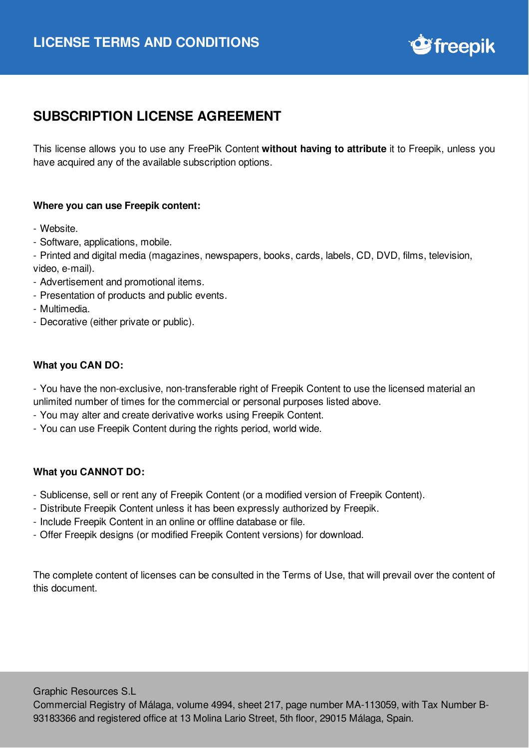# LICENSE TERMS AND CONDITIONS

## SUBSCRIPTION LICENSE AGREEMENT

This license allows you to use any FreePik Content **without having to attribute** it to Freepik, unless you have acquired any of the available subscription options.

**Where you can use Freepik content:**

- Website.
- Software, applications, mobile.
- Printed and digital media (magazines, newspapers, books, cards, labels, CD, DVD, films, television, video, e-mail).
- Advertisement and promotional items.
- Presentation of products and public events.
- Multimedia.
- Decorative (either private or public).

**What you CAN DO:**

- You have the non-exclusive, non-transferable right of Freepik Content to use the licensed material an unlimited number of times for the commercial or personal purposes listed above.
- You may alter and create derivative works using Freepik Content.
- You can use Freepik Content during the rights period, world wide.

**What you CANNOT DO:**

- Sublicense, sell or rent any of Freepik Content (or a modified version of Freepik Content).
- Distribute Freepik Content unless it has been expressly authorized by Freepik.
- Include Freepik Content in an online or offline database or file.
- Offer Freepik designs (or modified Freepik Content versions) for download.

The complete content of licenses can be consulted in the Terms of Use, that will prevail over the content of this document.

Graphic Resources S.L
Commercial Registry of Málaga, volume 4994, sheet 217, page number MA-113059, with Tax Number B-93183366 and registered office at 13 Molina Lario Street, 5th floor, 29015 Málaga, Spain.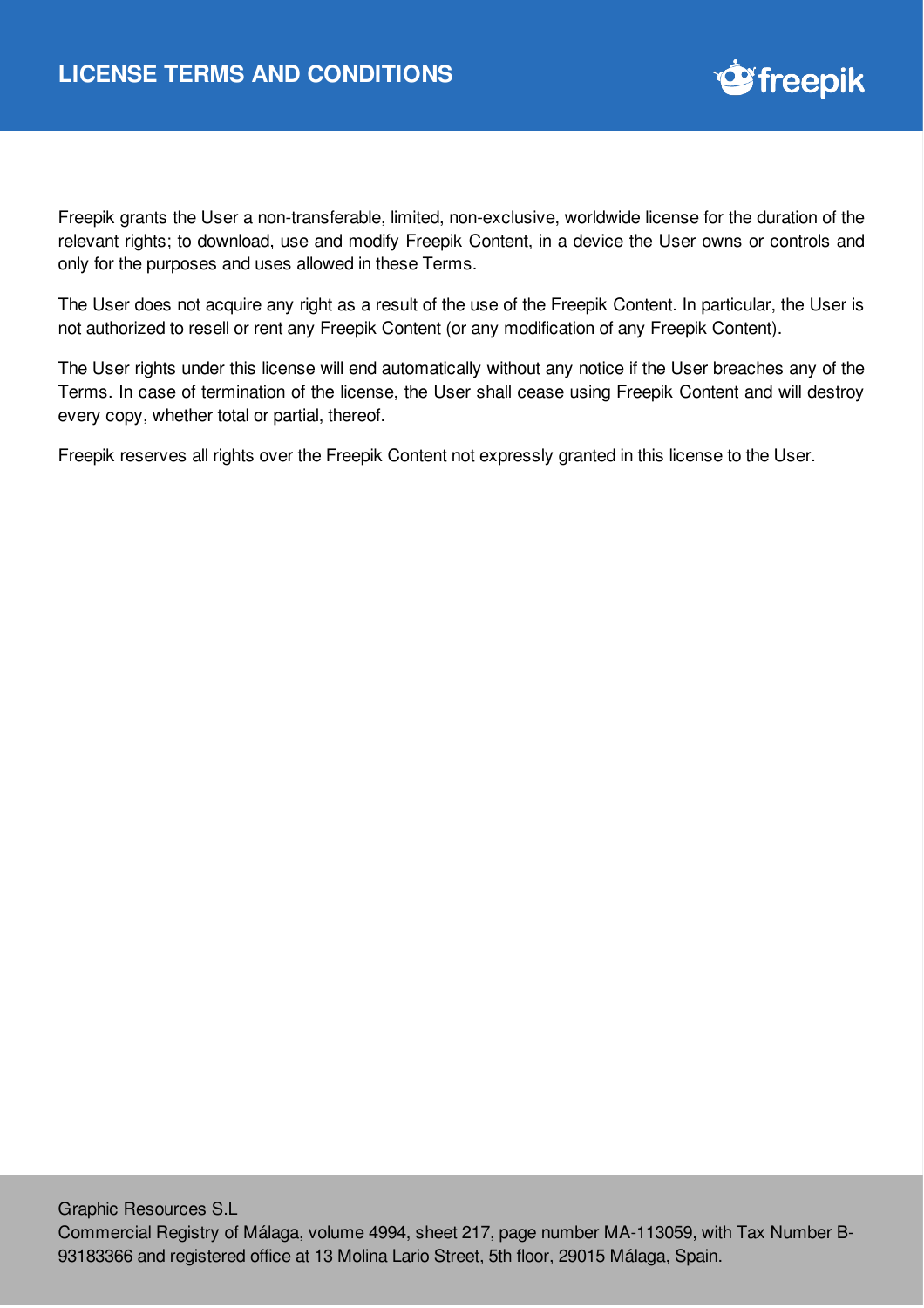Freepik grants the User a non-transferable, limited, non-exclusive, worldwide license for the duration of the relevant rights; to download, use and modify Freepik Content, in a device the User owns or controls and only for the purposes and uses allowed in these Terms.

The User does not acquire any right as a result of the use of the Freepik Content. In particular, the User is not authorized to resell or rent any Freepik Content (or any modification of any Freepik Content).

The User rights under this license will end automatically without any notice if the User breaches any of the Terms. In case of termination of the license, the User shall cease using Freepik Content and will destroy every copy, whether total or partial, thereof.

Freepik reserves all rights over the Freepik Content not expressly granted in this license to the User.